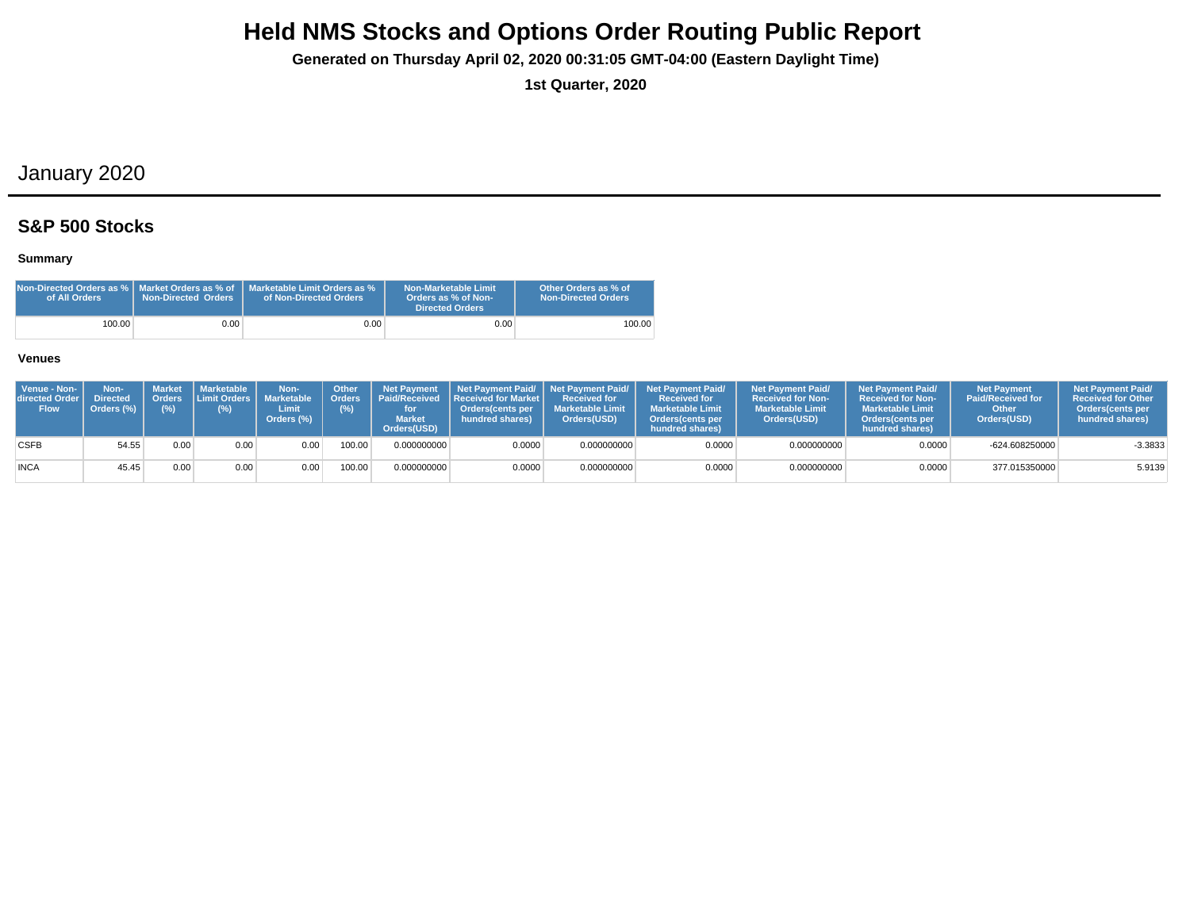# Held NMS Stocks and Options Order Routing Public Report

**Generated on Thursday April 02, 2020 00:31:05 GMT-04:00 (Eastern Daylight Time)**

**1st Quarter, 2020**

## January 2020

### S&P 500 Stocks

#### Summary

| Non-Directed Orders as % of All Orders | Market Orders as % of Non-Directed Orders | Marketable Limit Orders as % of Non-Directed Orders | Non-Marketable Limit Orders as % of Non-Directed Orders | Other Orders as % of Non-Directed Orders |
|---|---|---|---|---|
| 100.00 | 0.00 | 0.00 | 0.00 | 100.00 |

#### Venues

| Venue - Non-directed Order Flow | Non-Directed Orders (%) | Market Orders (%) | Marketable Limit Orders (%) | Non-Marketable Limit Orders (%) | Other Orders (%) | Net Payment Paid/Received for Market Orders(USD) | Net Payment Paid/ Received for Market Orders(cents per hundred shares) | Net Payment Paid/ Received for Marketable Limit Orders(USD) | Net Payment Paid/ Received for Marketable Limit Orders(cents per hundred shares) | Net Payment Paid/ Received for Non-Marketable Limit Orders(USD) | Net Payment Paid/ Received for Non-Marketable Limit Orders(cents per hundred shares) | Net Payment Paid/Received for Other Orders(USD) | Net Payment Paid/ Received for Other Orders(cents per hundred shares) |
|---|---|---|---|---|---|---|---|---|---|---|---|---|---|
| CSFB | 54.55 | 0.00 | 0.00 | 0.00 | 100.00 | 0.000000000 | 0.0000 | 0.000000000 | 0.0000 | 0.000000000 | 0.0000 | -624.608250000 | -3.3833 |
| INCA | 45.45 | 0.00 | 0.00 | 0.00 | 100.00 | 0.000000000 | 0.0000 | 0.000000000 | 0.0000 | 0.000000000 | 0.0000 | 377.015350000 | 5.9139 |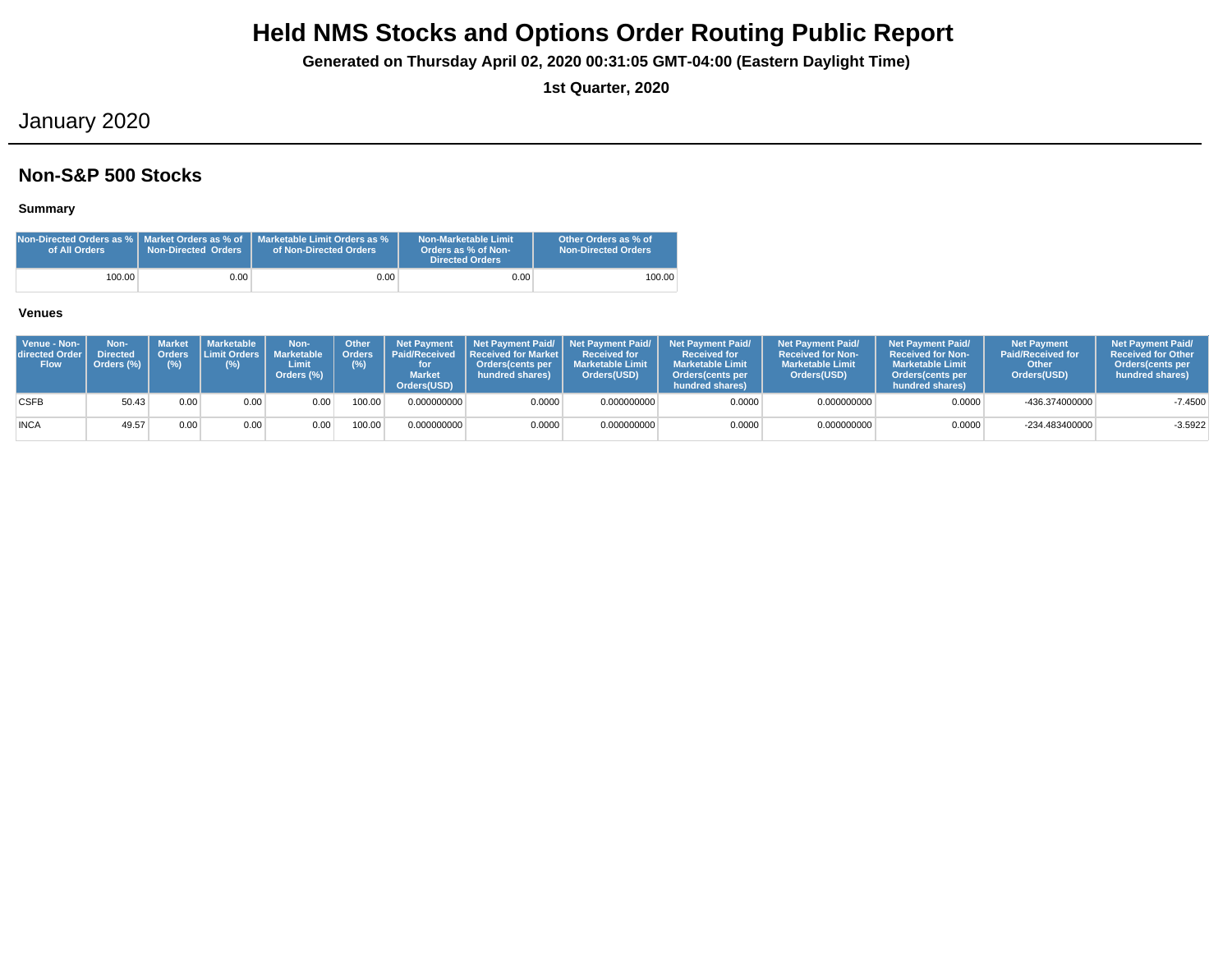# Held NMS Stocks and Options Order Routing Public Report

**Generated on Thursday April 02, 2020 00:31:05 GMT-04:00 (Eastern Daylight Time)**

**1st Quarter, 2020**

## January 2020

## Non-S&P 500 Stocks

### Summary

| Non-Directed Orders as % of All Orders | Market Orders as % of Non-Directed Orders | Marketable Limit Orders as % of Non-Directed Orders | Non-Marketable Limit Orders as % of Non-Directed Orders | Other Orders as % of Non-Directed Orders |
|---|---|---|---|---|
| 100.00 | 0.00 | 0.00 | 0.00 | 100.00 |

### Venues

| Venue - Non-directed Order Flow | Non-Directed Orders (%) | Market Orders (%) | Marketable Limit Orders (%) | Non-Marketable Limit Orders (%) | Other Orders (%) | Net Payment Paid/Received for Market Orders(USD) | Net Payment Paid/ Received for Market Orders(cents per hundred shares) | Net Payment Paid/ Received for Marketable Limit Orders(USD) | Net Payment Paid/ Received for Marketable Limit Orders(cents per hundred shares) | Net Payment Paid/ Received for Non-Marketable Limit Orders(USD) | Net Payment Paid/ Received for Non-Marketable Limit Orders(cents per hundred shares) | Net Payment Paid/Received for Other Orders(USD) | Net Payment Paid/ Received for Other Orders(cents per hundred shares) |
|---|---|---|---|---|---|---|---|---|---|---|---|---|---|
| CSFB | 50.43 | 0.00 | 0.00 | 0.00 | 100.00 | 0.000000000 | 0.0000 | 0.000000000 | 0.0000 | 0.000000000 | 0.0000 | -436.374000000 | -7.4500 |
| INCA | 49.57 | 0.00 | 0.00 | 0.00 | 100.00 | 0.000000000 | 0.0000 | 0.000000000 | 0.0000 | 0.000000000 | 0.0000 | -234.483400000 | -3.5922 |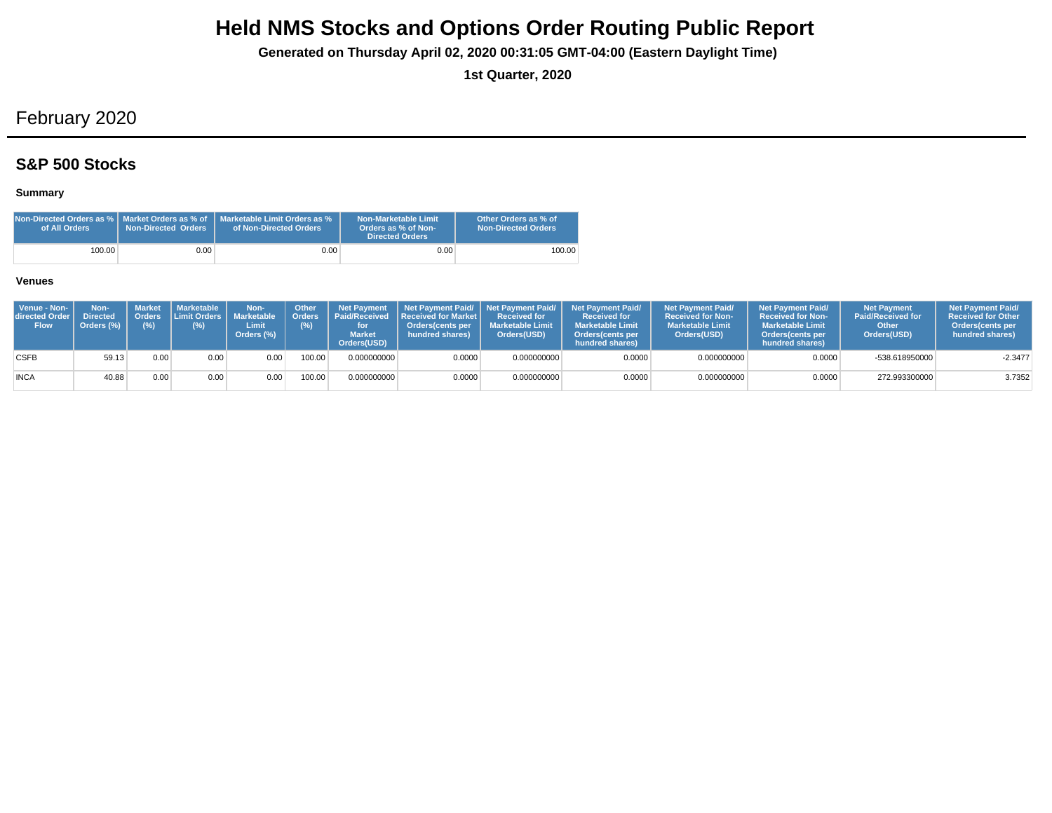# Held NMS Stocks and Options Order Routing Public Report

**Generated on Thursday April 02, 2020 00:31:05 GMT-04:00 (Eastern Daylight Time)**

**1st Quarter, 2020**

## February 2020

### S&P 500 Stocks

#### Summary

| Non-Directed Orders as % of All Orders | Market Orders as % of Non-Directed Orders | Marketable Limit Orders as % of Non-Directed Orders | Non-Marketable Limit Orders as % of Non-Directed Orders | Other Orders as % of Non-Directed Orders |
|---|---|---|---|---|
| 100.00 | 0.00 | 0.00 | 0.00 | 100.00 |

#### Venues

| Venue - Non-directed Order Flow | Non-Directed Orders (%) | Market Orders (%) | Marketable Limit Orders (%) | Non-Marketable Limit Orders (%) | Other Orders (%) | Net Payment Paid/Received for Market Orders(USD) | Net Payment Paid/ Received for Market Orders(cents per hundred shares) | Net Payment Paid/ Received for Marketable Limit Orders(USD) | Net Payment Paid/ Received for Marketable Limit Orders(cents per hundred shares) | Net Payment Paid/ Received for Non-Marketable Limit Orders(USD) | Net Payment Paid/ Received for Non-Marketable Limit Orders(cents per hundred shares) | Net Payment Paid/Received for Other Orders(USD) | Net Payment Paid/ Received for Other Orders(cents per hundred shares) |
|---|---|---|---|---|---|---|---|---|---|---|---|---|---|
| CSFB | 59.13 | 0.00 | 0.00 | 0.00 | 100.00 | 0.000000000 | 0.0000 | 0.000000000 | 0.0000 | 0.000000000 | 0.0000 | -538.618950000 | -2.3477 |
| INCA | 40.88 | 0.00 | 0.00 | 0.00 | 100.00 | 0.000000000 | 0.0000 | 0.000000000 | 0.0000 | 0.000000000 | 0.0000 | 272.993300000 | 3.7352 |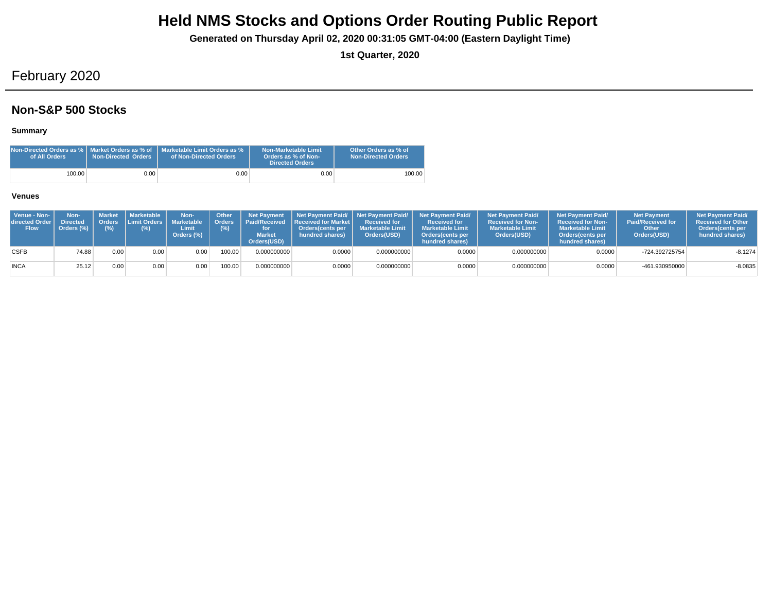# Held NMS Stocks and Options Order Routing Public Report

**Generated on Thursday April 02, 2020 00:31:05 GMT-04:00 (Eastern Daylight Time)**

**1st Quarter, 2020**

## February 2020

### Non-S&P 500 Stocks

#### Summary

| Non-Directed Orders as % of All Orders | Market Orders as % of Non-Directed Orders | Marketable Limit Orders as % of Non-Directed Orders | Non-Marketable Limit Orders as % of Non-Directed Orders | Other Orders as % of Non-Directed Orders |
|---|---|---|---|---|
| 100.00 | 0.00 | 0.00 | 0.00 | 100.00 |

#### Venues

| Venue - Non-directed Order Flow | Non-Directed Orders (%) | Market Orders (%) | Marketable Limit Orders (%) | Non-Marketable Limit Orders (%) | Other Orders (%) | Net Payment Paid/Received for Market Orders(USD) | Net Payment Paid/ Received for Market Orders(cents per hundred shares) | Net Payment Paid/ Received for Marketable Limit Orders(USD) | Net Payment Paid/ Received for Marketable Limit Orders(cents per hundred shares) | Net Payment Paid/ Received for Non-Marketable Limit Orders(USD) | Net Payment Paid/ Received for Non-Marketable Limit Orders(cents per hundred shares) | Net Payment Paid/Received for Other Orders(USD) | Net Payment Paid/ Received for Other Orders(cents per hundred shares) |
|---|---|---|---|---|---|---|---|---|---|---|---|---|---|
| CSFB | 74.88 | 0.00 | 0.00 | 0.00 | 100.00 | 0.000000000 | 0.0000 | 0.000000000 | 0.0000 | 0.000000000 | 0.0000 | -724.392725754 | -8.1274 |
| INCA | 25.12 | 0.00 | 0.00 | 0.00 | 100.00 | 0.000000000 | 0.0000 | 0.000000000 | 0.0000 | 0.000000000 | 0.0000 | -461.930950000 | -8.0835 |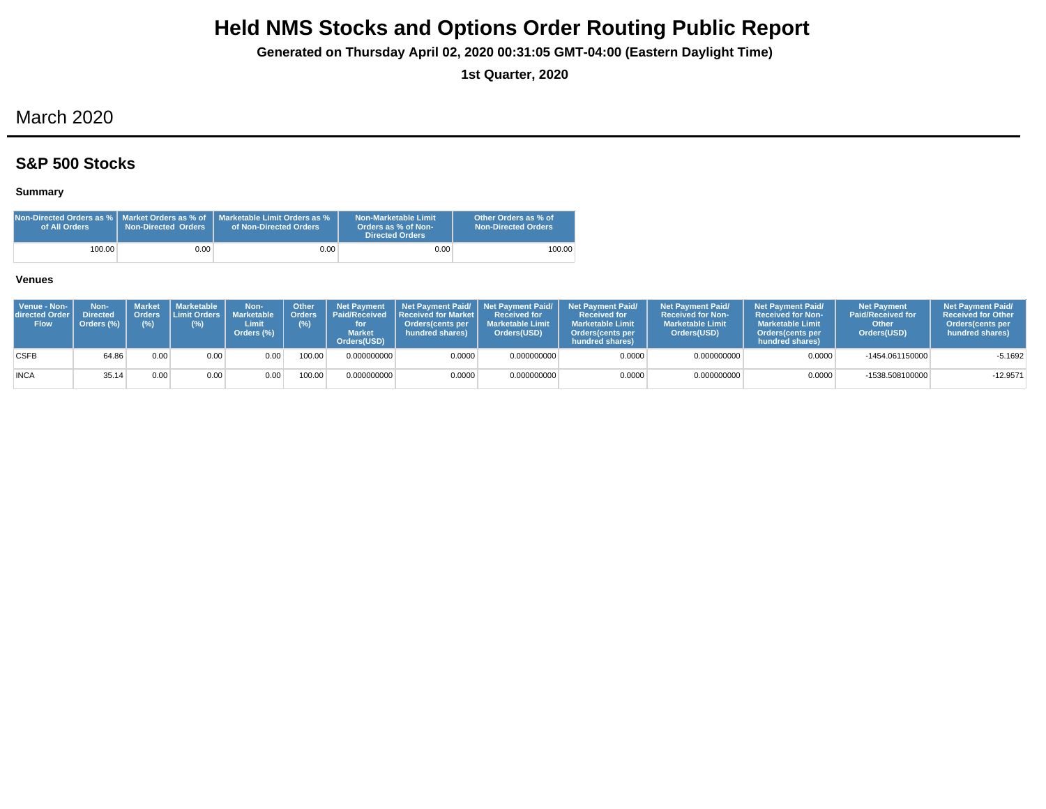# Held NMS Stocks and Options Order Routing Public Report

**Generated on Thursday April 02, 2020 00:31:05 GMT-04:00 (Eastern Daylight Time)**

**1st Quarter, 2020**

## March 2020

### S&P 500 Stocks

#### Summary

| Non-Directed Orders as % of All Orders | Market Orders as % of Non-Directed Orders | Marketable Limit Orders as % of Non-Directed Orders | Non-Marketable Limit Orders as % of Non-Directed Orders | Other Orders as % of Non-Directed Orders |
|---|---|---|---|---|
| 100.00 | 0.00 | 0.00 | 0.00 | 100.00 |

#### Venues

| Venue - Non-directed Order Flow | Non-Directed Orders (%) | Market Orders (%) | Marketable Limit Orders (%) | Non-Marketable Limit Orders (%) | Other Orders (%) | Net Payment Paid/Received for Market Orders(USD) | Net Payment Paid/ Received for Market Orders(cents per hundred shares) | Net Payment Paid/ Received for Marketable Limit Orders(USD) | Net Payment Paid/ Received for Marketable Limit Orders(cents per hundred shares) | Net Payment Paid/ Received for Non-Marketable Limit Orders(USD) | Net Payment Paid/ Received for Non-Marketable Limit Orders(cents per hundred shares) | Net Payment Paid/Received for Other Orders(USD) | Net Payment Paid/ Received for Other Orders(cents per hundred shares) |
|---|---|---|---|---|---|---|---|---|---|---|---|---|---|
| CSFB | 64.86 | 0.00 | 0.00 | 0.00 | 100.00 | 0.000000000 | 0.0000 | 0.000000000 | 0.0000 | 0.000000000 | 0.0000 | -1454.061150000 | -5.1692 |
| INCA | 35.14 | 0.00 | 0.00 | 0.00 | 100.00 | 0.000000000 | 0.0000 | 0.000000000 | 0.0000 | 0.000000000 | 0.0000 | -1538.508100000 | -12.9571 |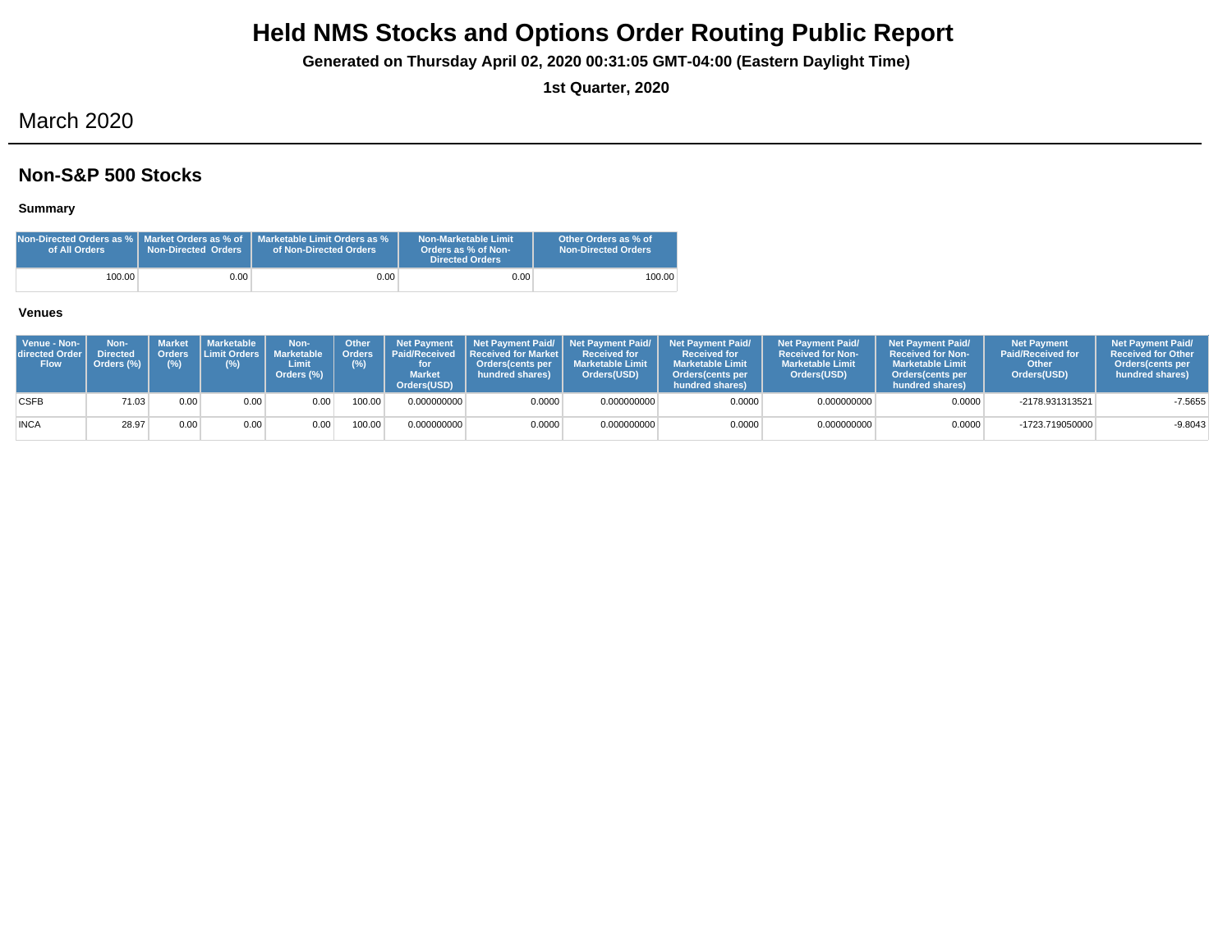# Held NMS Stocks and Options Order Routing Public Report

**Generated on Thursday April 02, 2020 00:31:05 GMT-04:00 (Eastern Daylight Time)**

**1st Quarter, 2020**

## March 2020

### Non-S&P 500 Stocks

#### Summary

| Non-Directed Orders as % of All Orders | Market Orders as % of Non-Directed Orders | Marketable Limit Orders as % of Non-Directed Orders | Non-Marketable Limit Orders as % of Non-Directed Orders | Other Orders as % of Non-Directed Orders |
|---|---|---|---|---|
| 100.00 | 0.00 | 0.00 | 0.00 | 100.00 |

#### Venues

| Venue - Non-directed Order Flow | Non-Directed Orders (%) | Market Orders (%) | Marketable Limit Orders (%) | Non-Marketable Limit Orders (%) | Other Orders (%) | Net Payment Paid/Received for Market Orders(USD) | Net Payment Paid/ Received for Market Orders(cents per hundred shares) | Net Payment Paid/ Received for Marketable Limit Orders(USD) | Net Payment Paid/ Received for Marketable Limit Orders(cents per hundred shares) | Net Payment Paid/ Received for Non-Marketable Limit Orders(USD) | Net Payment Paid/ Received for Non-Marketable Limit Orders(cents per hundred shares) | Net Payment Paid/Received for Other Orders(USD) | Net Payment Paid/ Received for Other Orders(cents per hundred shares) |
|---|---|---|---|---|---|---|---|---|---|---|---|---|---|
| CSFB | 71.03 | 0.00 | 0.00 | 0.00 | 100.00 | 0.000000000 | 0.0000 | 0.000000000 | 0.0000 | 0.000000000 | 0.0000 | -2178.931313521 | -7.5655 |
| INCA | 28.97 | 0.00 | 0.00 | 0.00 | 100.00 | 0.000000000 | 0.0000 | 0.000000000 | 0.0000 | 0.000000000 | 0.0000 | -1723.719050000 | -9.8043 |